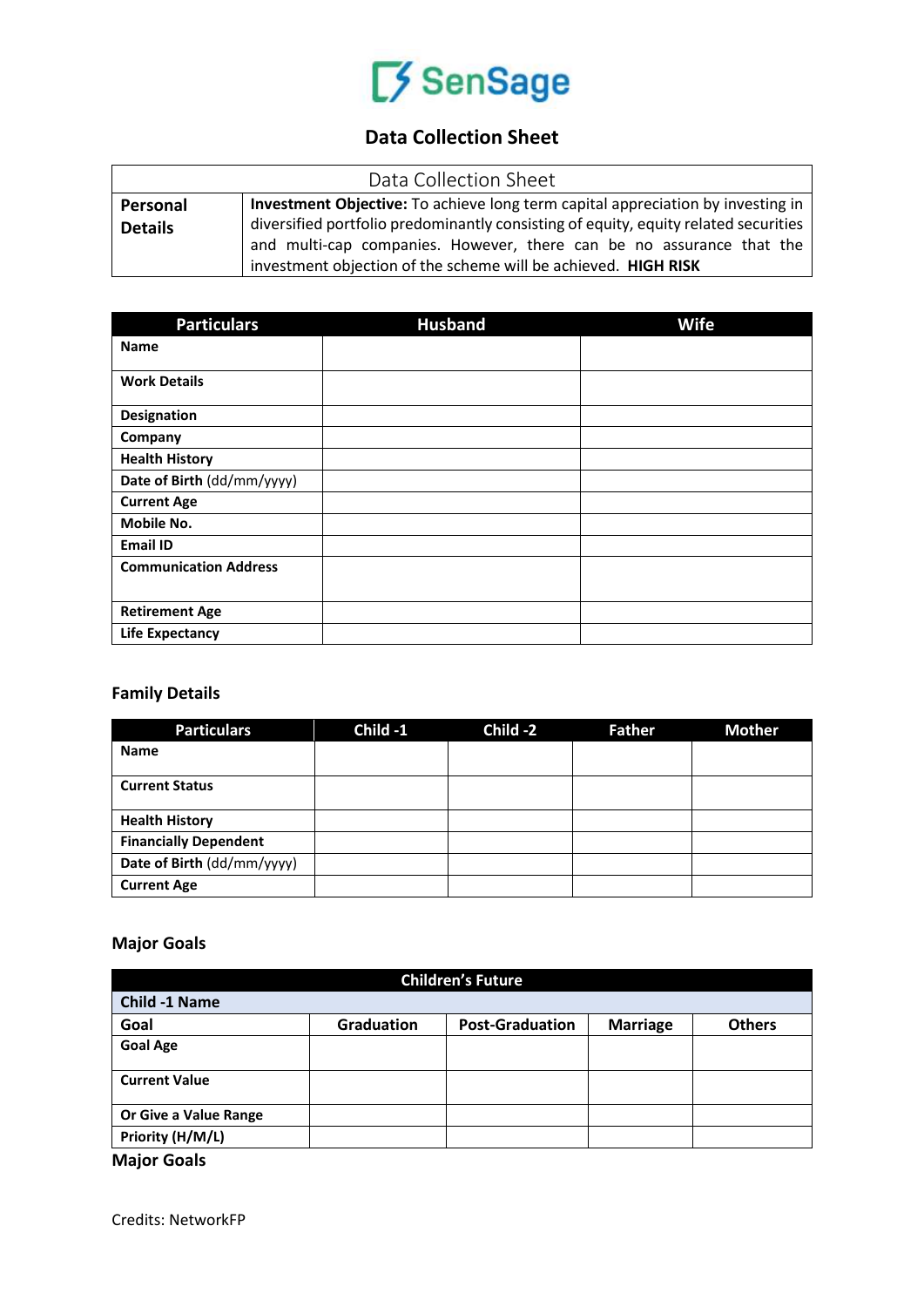# SenSage

## Data Collection Sheet

| Data Collection Sheet | |
|---|---|
| **Personal Details** | **Investment Objective:** To achieve long term capital appreciation by investing in diversified portfolio predominantly consisting of equity, equity related securities and multi-cap companies. However, there can be no assurance that the investment objection of the scheme will be achieved. **HIGH RISK** |

| Particulars | Husband | Wife |
|---|---|---|
| **Name** | | |
| **Work Details** | | |
| **Designation** | | |
| **Company** | | |
| **Health History** | | |
| **Date of Birth** (dd/mm/yyyy) | | |
| **Current Age** | | |
| **Mobile No.** | | |
| **Email ID** | | |
| **Communication Address** | | |
| **Retirement Age** | | |
| **Life Expectancy** | | |

### Family Details

| Particulars | Child -1 | Child -2 | Father | Mother |
|---|---|---|---|---|
| **Name** | | | | |
| **Current Status** | | | | |
| **Health History** | | | | |
| **Financially Dependent** | | | | |
| **Date of Birth** (dd/mm/yyyy) | | | | |
| **Current Age** | | | | |

### Major Goals

| Children's Future | | | | |
|---|---|---|---|---|
| **Child -1 Name** | | | | |
| **Goal** | **Graduation** | **Post-Graduation** | **Marriage** | **Others** |
| **Goal Age** | | | | |
| **Current Value** | | | | |
| **Or Give a Value Range** | | | | |
| **Priority (H/M/L)** | | | | |

### Major Goals

Credits: NetworkFP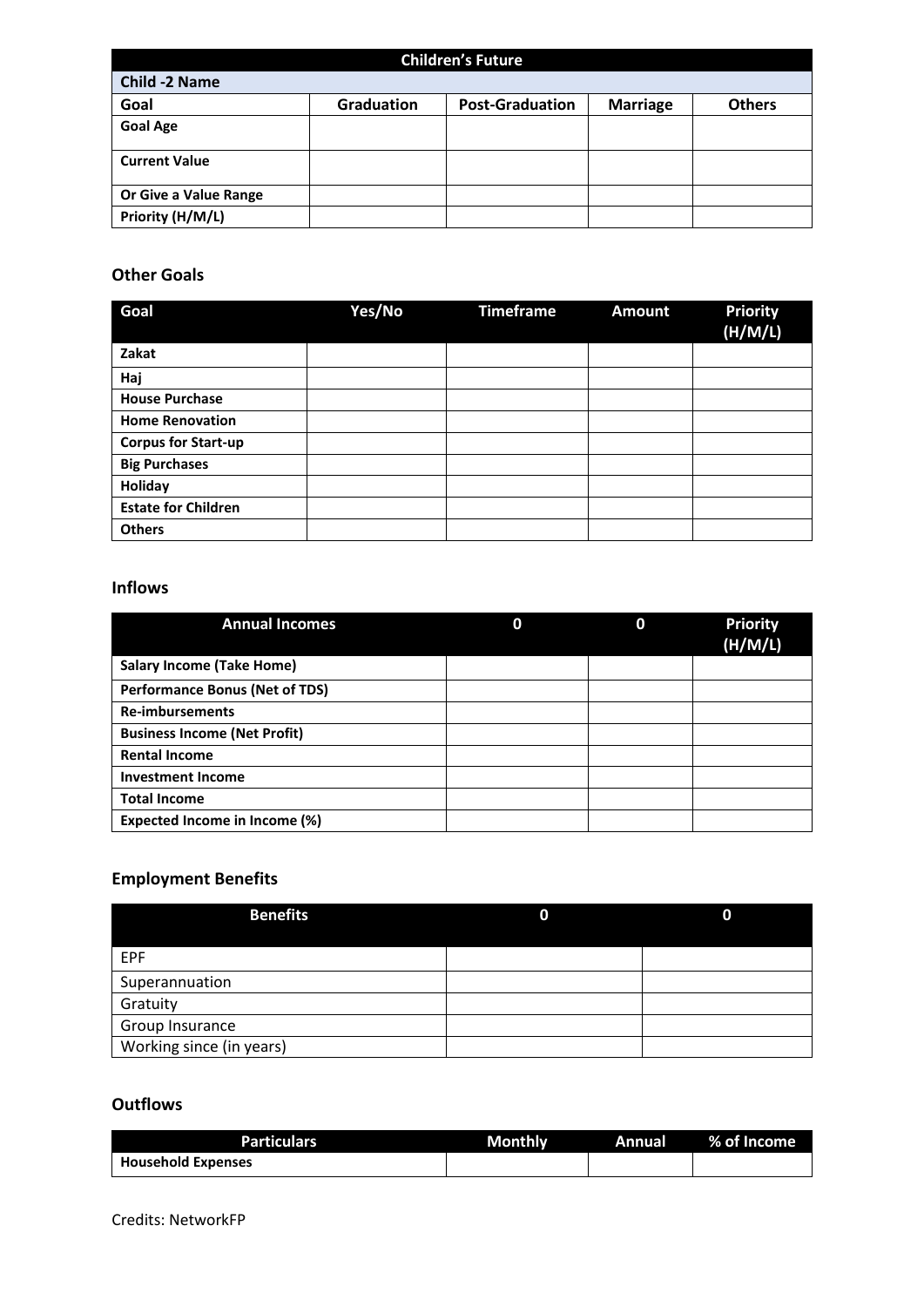| Children's Future | | | | |
|---|---|---|---|---|
| **Child -2 Name** | | | | |
| **Goal** | **Graduation** | **Post-Graduation** | **Marriage** | **Others** |
| **Goal Age** | | | | |
| **Current Value** | | | | |
| **Or Give a Value Range** | | | | |
| **Priority (H/M/L)** | | | | |

### Other Goals

| Goal | Yes/No | Timeframe | Amount | Priority (H/M/L) |
|---|---|---|---|---|
| **Zakat** | | | | |
| **Haj** | | | | |
| **House Purchase** | | | | |
| **Home Renovation** | | | | |
| **Corpus for Start-up** | | | | |
| **Big Purchases** | | | | |
| **Holiday** | | | | |
| **Estate for Children** | | | | |
| **Others** | | | | |

### Inflows

| Annual Incomes | 0 | 0 | Priority (H/M/L) |
|---|---|---|---|
| **Salary Income (Take Home)** | | | |
| **Performance Bonus (Net of TDS)** | | | |
| **Re-imbursements** | | | |
| **Business Income (Net Profit)** | | | |
| **Rental Income** | | | |
| **Investment Income** | | | |
| **Total Income** | | | |
| **Expected Income in Income (%)** | | | |

### Employment Benefits

| Benefits | 0 | 0 |
|---|---|---|
| EPF | | |
| Superannuation | | |
| Gratuity | | |
| Group Insurance | | |
| Working since (in years) | | |

### Outflows

| Particulars | Monthly | Annual | % of Income |
|---|---|---|---|
| **Household Expenses** | | | |

Credits: NetworkFP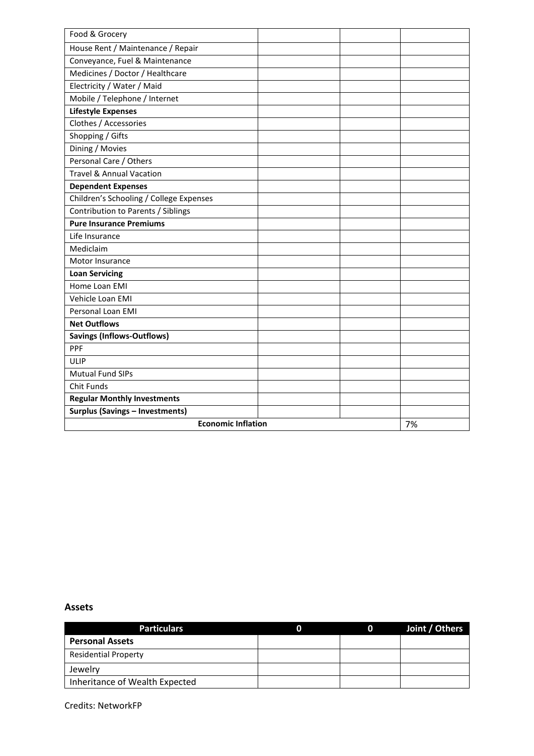| | | | |
|---|---|---|---|
| Food & Grocery | | | |
| House Rent / Maintenance / Repair | | | |
| Conveyance, Fuel & Maintenance | | | |
| Medicines / Doctor / Healthcare | | | |
| Electricity / Water / Maid | | | |
| Mobile / Telephone / Internet | | | |
| **Lifestyle Expenses** | | | |
| Clothes / Accessories | | | |
| Shopping / Gifts | | | |
| Dining / Movies | | | |
| Personal Care / Others | | | |
| Travel & Annual Vacation | | | |
| **Dependent Expenses** | | | |
| Children's Schooling / College Expenses | | | |
| Contribution to Parents / Siblings | | | |
| **Pure Insurance Premiums** | | | |
| Life Insurance | | | |
| Mediclaim | | | |
| Motor Insurance | | | |
| **Loan Servicing** | | | |
| Home Loan EMI | | | |
| Vehicle Loan EMI | | | |
| Personal Loan EMI | | | |
| **Net Outflows** | | | |
| **Savings (Inflows-Outflows)** | | | |
| PPF | | | |
| ULIP | | | |
| Mutual Fund SIPs | | | |
| Chit Funds | | | |
| **Regular Monthly Investments** | | | |
| **Surplus (Savings – Investments)** | | | |
| **Economic Inflation** | | | 7% |

### Assets

| Particulars | 0 | 0 | Joint / Others |
|---|---|---|---|
| **Personal Assets** | | | |
| Residential Property | | | |
| Jewelry | | | |
| Inheritance of Wealth Expected | | | |

Credits: NetworkFP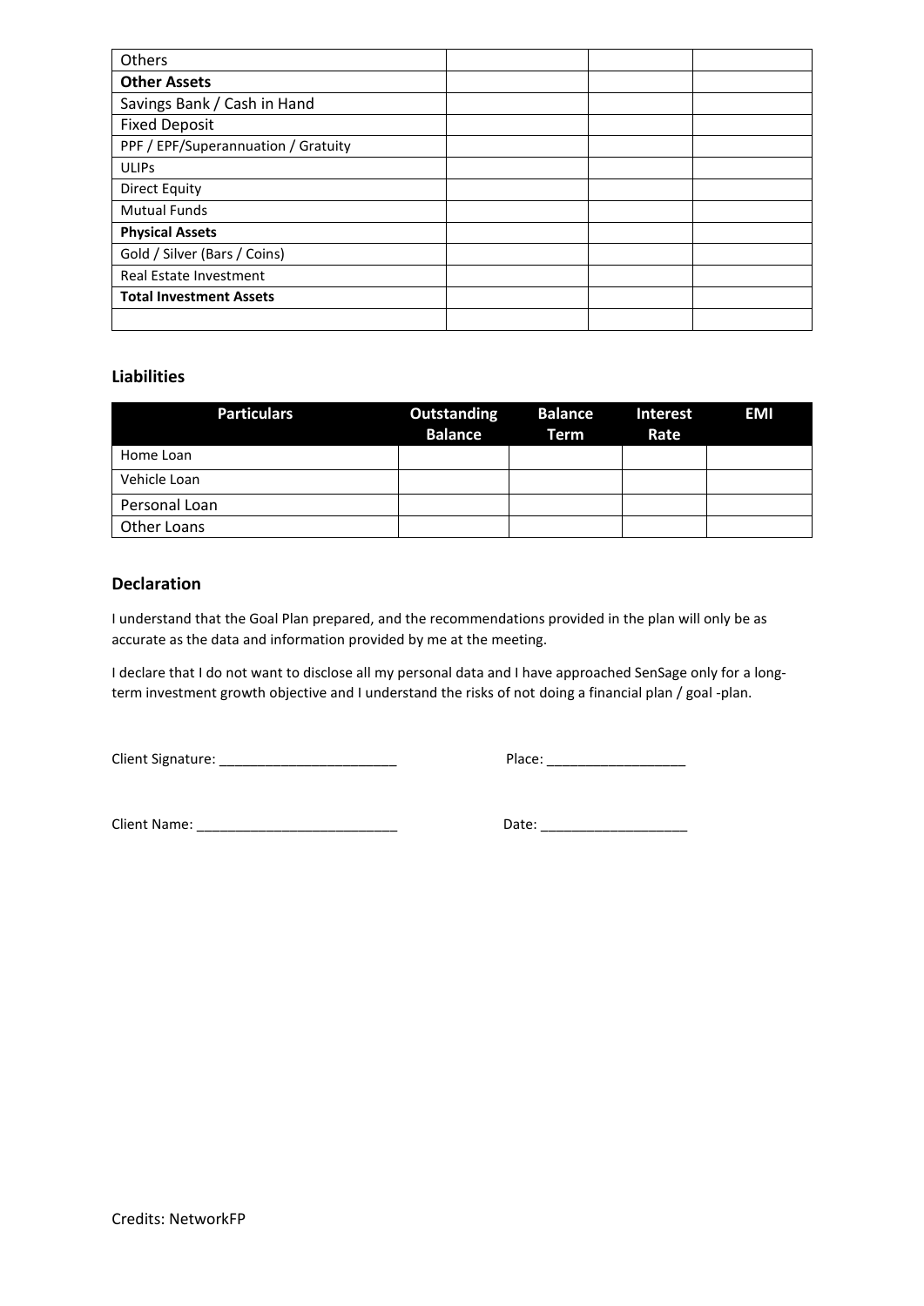| | | | |
|---|---|---|---|
| Others | | | |
| **Other Assets** | | | |
| Savings Bank / Cash in Hand | | | |
| Fixed Deposit | | | |
| PPF / EPF/Superannuation / Gratuity | | | |
| ULIPs | | | |
| Direct Equity | | | |
| Mutual Funds | | | |
| **Physical Assets** | | | |
| Gold / Silver (Bars / Coins) | | | |
| Real Estate Investment | | | |
| **Total Investment Assets** | | | |
| | | | |

### Liabilities

| Particulars | Outstanding Balance | Balance Term | Interest Rate | EMI |
|---|---|---|---|---|
| Home Loan | | | | |
| Vehicle Loan | | | | |
| Personal Loan | | | | |
| Other Loans | | | | |

### Declaration

I understand that the Goal Plan prepared, and the recommendations provided in the plan will only be as accurate as the data and information provided by me at the meeting.

I declare that I do not want to disclose all my personal data and I have approached SenSage only for a long-term investment growth objective and I understand the risks of not doing a financial plan / goal -plan.

Client Signature: _______________________ Place: __________________

Client Name: __________________________ Date: ___________________

Credits: NetworkFP